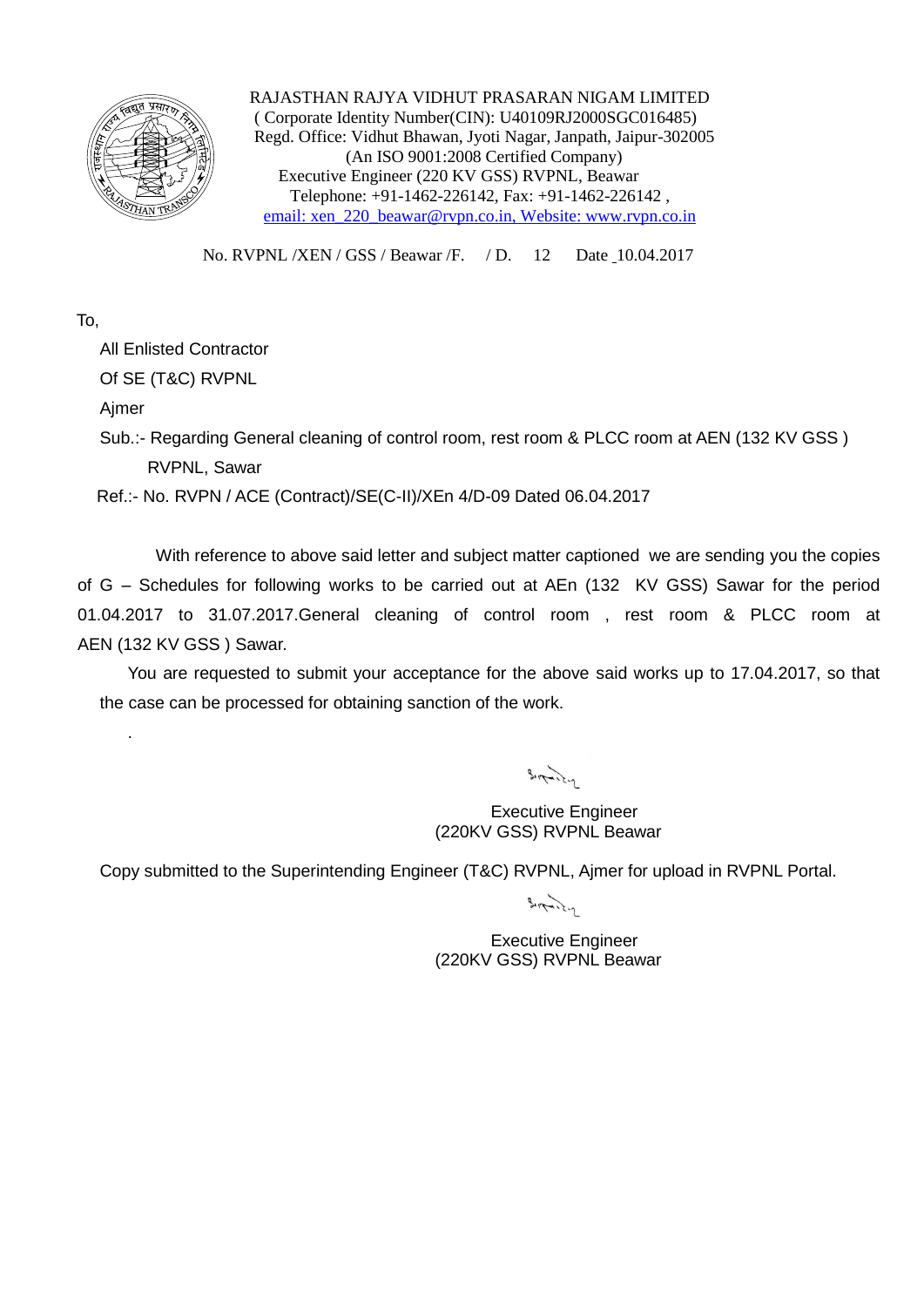RAJASTHAN RAJYA VIDHUT PRASARAN NIGAM LIMITED
( Corporate Identity Number(CIN): U40109RJ2000SGC016485)
Regd. Office: Vidhut Bhawan, Jyoti Nagar, Janpath, Jaipur-302005
(An ISO 9001:2008 Certified Company)
Executive Engineer (220 KV GSS) RVPNL, Beawar
Telephone: +91-1462-226142, Fax: +91-1462-226142 ,
email: xen_220_beawar@rvpn.co.in, Website: www.rvpn.co.in

No. RVPNL /XEN / GSS / Beawar /F. / D. 12 Date 10.04.2017

To,

All Enlisted Contractor
Of SE (T&C) RVPNL
Ajmer

Sub.:- Regarding General cleaning of control room, rest room & PLCC room at AEN (132 KV GSS ) RVPNL, Sawar

Ref.:- No. RVPN / ACE (Contract)/SE(C-II)/XEn 4/D-09 Dated 06.04.2017

With reference to above said letter and subject matter captioned we are sending you the copies of G – Schedules for following works to be carried out at AEn (132 KV GSS) Sawar for the period 01.04.2017 to 31.07.2017.General cleaning of control room , rest room & PLCC room at AEN (132 KV GSS ) Sawar.

You are requested to submit your acceptance for the above said works up to 17.04.2017, so that the case can be processed for obtaining sanction of the work.

Executive Engineer
(220KV GSS) RVPNL Beawar

Copy submitted to the Superintending Engineer (T&C) RVPNL, Ajmer for upload in RVPNL Portal.

Executive Engineer
(220KV GSS) RVPNL Beawar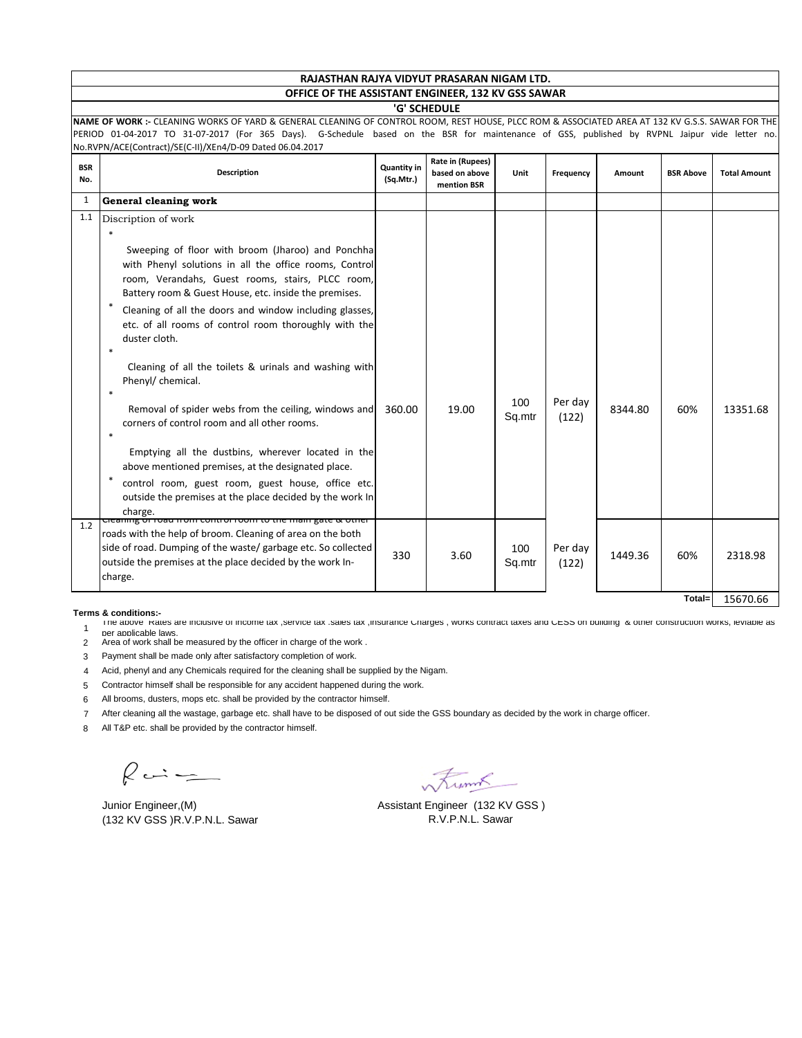**RAJASTHAN RAJYA VIDYUT PRASARAN NIGAM LTD.**

**OFFICE OF THE ASSISTANT ENGINEER, 132 KV GSS SAWAR**

**'G' SCHEDULE**

**NAME OF WORK :-** CLEANING WORKS OF YARD & GENERAL CLEANING OF CONTROL ROOM, REST HOUSE, PLCC ROM & ASSOCIATED AREA AT 132 KV G.S.S. SAWAR FOR THE PERIOD 01-04-2017 TO 31-07-2017 (For 365 Days). G-Schedule based on the BSR for maintenance of GSS, published by RVPNL Jaipur vide letter no. No.RVPN/ACE(Contract)/SE(C-II)/XEn4/D-09 Dated 06.04.2017

| BSR No. | Description | Quantity in (Sq.Mtr.) | Rate in (Rupees) based on above mention BSR | Unit | Frequency | Amount | BSR Above | Total Amount |
|---|---|---|---|---|---|---|---|---|
| 1 | **General cleaning work** | | | | | | | |
| 1.1 | Discription of work<br>* Sweeping of floor with broom (Jharoo) and Ponchha with Phenyl solutions in all the office rooms, Control room, Verandahs, Guest rooms, stairs, PLCC room, Battery room & Guest House, etc. inside the premises.<br>* Cleaning of all the doors and window including glasses, etc. of all rooms of control room thoroughly with the duster cloth.<br>* Cleaning of all the toilets & urinals and washing with Phenyl/ chemical.<br>* Removal of spider webs from the ceiling, windows and corners of control room and all other rooms.<br>* Emptying all the dustbins, wherever located in the above mentioned premises, at the designated place.<br>* control room, guest room, guest house, office etc. outside the premises at the place decided by the work In charge. | 360.00 | 19.00 | 100 Sq.mtr | Per day (122) | 8344.80 | 60% | 13351.68 |
| 1.2 | Cleaning of road from control room to the main gate & other roads with the help of broom. Cleaning of area on the both side of road. Dumping of the waste/ garbage etc. So collected outside the premises at the place decided by the work In-charge. | 330 | 3.60 | 100 Sq.mtr | Per day (122) | 1449.36 | 60% | 2318.98 |
| | | | | | | | Total= | 15670.66 |

**Terms & conditions:-**

1. The above Rates are inclusive of income tax ,service tax .sales tax ,insurance Charges , works contract taxes and CESS on building & other construction works, leviable as per applicable laws.
2. Area of work shall be measured by the officer in charge of the work .
3. Payment shall be made only after satisfactory completion of work.
4. Acid, phenyl and any Chemicals required for the cleaning shall be supplied by the Nigam.
5. Contractor himself shall be responsible for any accident happened during the work.
6. All brooms, dusters, mops etc. shall be provided by the contractor himself.
7. After cleaning all the wastage, garbage etc. shall have to be disposed of out side the GSS boundary as decided by the work in charge officer.
8. All T&P etc. shall be provided by the contractor himself.

Junior Engineer,(M)
(132 KV GSS )R.V.P.N.L. Sawar

Assistant Engineer (132 KV GSS )
R.V.P.N.L. Sawar